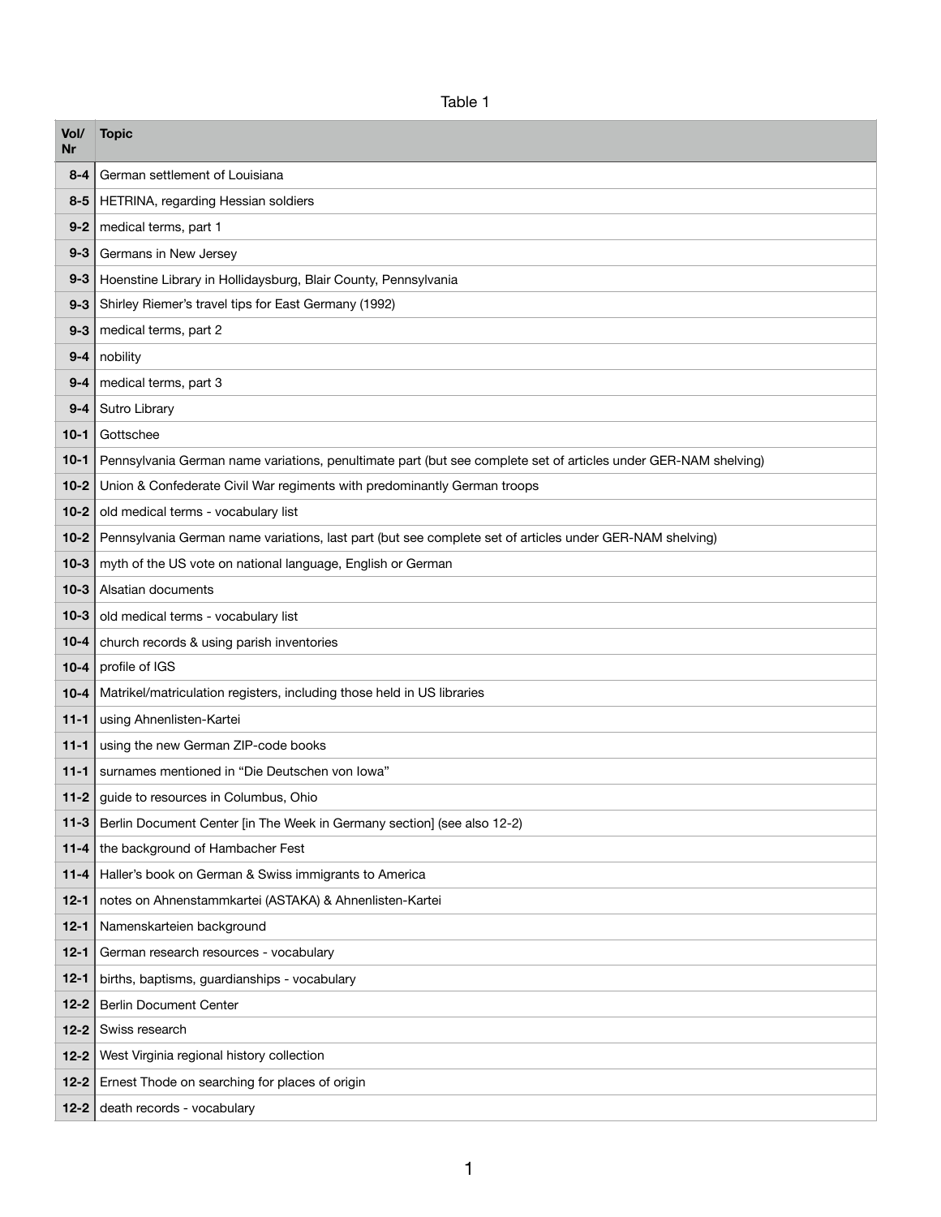Table 1

| Vol/ Nr | Topic |
| --- | --- |
| **8-4** | German settlement of Louisiana |
| **8-5** | HETRINA, regarding Hessian soldiers |
| **9-2** | medical terms, part 1 |
| **9-3** | Germans in New Jersey |
| **9-3** | Hoenstine Library in Hollidaysburg, Blair County, Pennsylvania |
| **9-3** | Shirley Riemer's travel tips for East Germany (1992) |
| **9-3** | medical terms, part 2 |
| **9-4** | nobility |
| **9-4** | medical terms, part 3 |
| **9-4** | Sutro Library |
| **10-1** | Gottschee |
| **10-1** | Pennsylvania German name variations, penultimate part (but see complete set of articles under GER-NAM shelving) |
| **10-2** | Union & Confederate Civil War regiments with predominantly German troops |
| **10-2** | old medical terms - vocabulary list |
| **10-2** | Pennsylvania German name variations, last part (but see complete set of articles under GER-NAM shelving) |
| **10-3** | myth of the US vote on national language, English or German |
| **10-3** | Alsatian documents |
| **10-3** | old medical terms - vocabulary list |
| **10-4** | church records & using parish inventories |
| **10-4** | profile of IGS |
| **10-4** | Matrikel/matriculation registers, including those held in US libraries |
| **11-1** | using Ahnenlisten-Kartei |
| **11-1** | using the new German ZIP-code books |
| **11-1** | surnames mentioned in "Die Deutschen von Iowa" |
| **11-2** | guide to resources in Columbus, Ohio |
| **11-3** | Berlin Document Center [in The Week in Germany section] (see also 12-2) |
| **11-4** | the background of Hambacher Fest |
| **11-4** | Haller's book on German & Swiss immigrants to America |
| **12-1** | notes on Ahnenstammkartei (ASTAKA) & Ahnenlisten-Kartei |
| **12-1** | Namenskarteien background |
| **12-1** | German research resources - vocabulary |
| **12-1** | births, baptisms, guardianships - vocabulary |
| **12-2** | Berlin Document Center |
| **12-2** | Swiss research |
| **12-2** | West Virginia regional history collection |
| **12-2** | Ernest Thode on searching for places of origin |
| **12-2** | death records - vocabulary |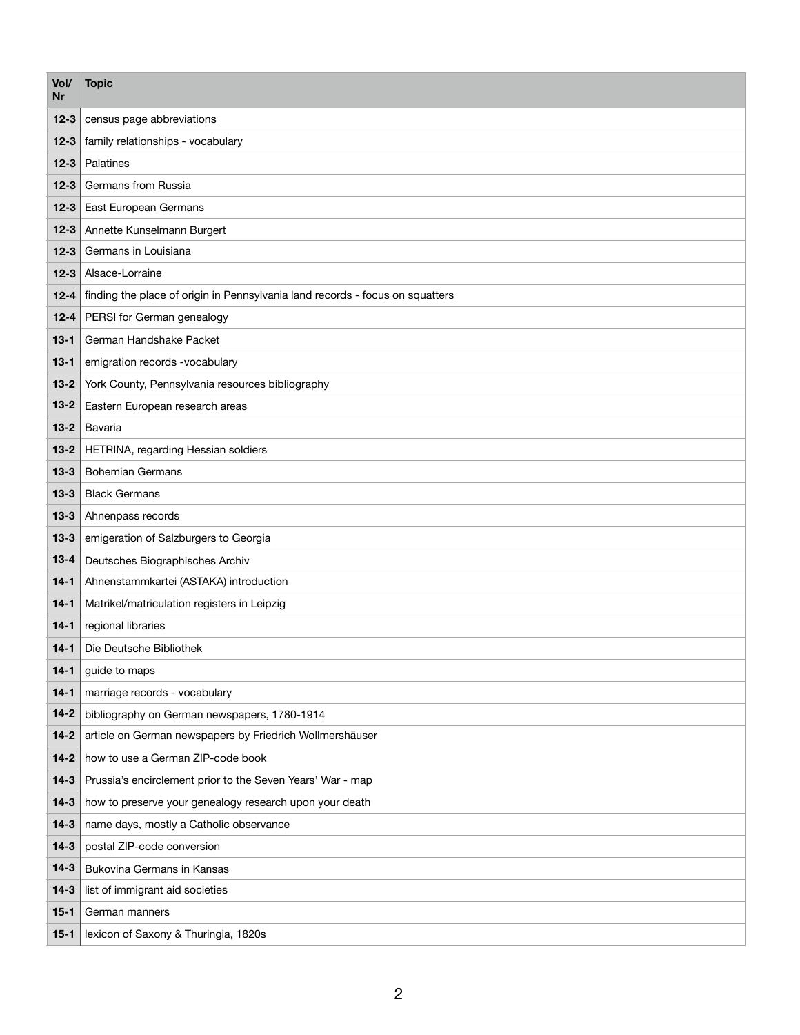| Vol/ Nr | Topic |
|---|---|
| 12-3 | census page abbreviations |
| 12-3 | family relationships - vocabulary |
| 12-3 | Palatines |
| 12-3 | Germans from Russia |
| 12-3 | East European Germans |
| 12-3 | Annette Kunselmann Burgert |
| 12-3 | Germans in Louisiana |
| 12-3 | Alsace-Lorraine |
| 12-4 | finding the place of origin in Pennsylvania land records - focus on squatters |
| 12-4 | PERSI for German genealogy |
| 13-1 | German Handshake Packet |
| 13-1 | emigration records -vocabulary |
| 13-2 | York County, Pennsylvania resources bibliography |
| 13-2 | Eastern European research areas |
| 13-2 | Bavaria |
| 13-2 | HETRINA, regarding Hessian soldiers |
| 13-3 | Bohemian Germans |
| 13-3 | Black Germans |
| 13-3 | Ahnenpass records |
| 13-3 | emigeration of Salzburgers to Georgia |
| 13-4 | Deutsches Biographisches Archiv |
| 14-1 | Ahnenstammkartei (ASTAKA) introduction |
| 14-1 | Matrikel/matriculation registers in Leipzig |
| 14-1 | regional libraries |
| 14-1 | Die Deutsche Bibliothek |
| 14-1 | guide to maps |
| 14-1 | marriage records - vocabulary |
| 14-2 | bibliography on German newspapers, 1780-1914 |
| 14-2 | article on German newspapers by Friedrich Wollmershäuser |
| 14-2 | how to use a German ZIP-code book |
| 14-3 | Prussia's encirclement prior to the Seven Years' War - map |
| 14-3 | how to preserve your genealogy research upon your death |
| 14-3 | name days, mostly a Catholic observance |
| 14-3 | postal ZIP-code conversion |
| 14-3 | Bukovina Germans in Kansas |
| 14-3 | list of immigrant aid societies |
| 15-1 | German manners |
| 15-1 | lexicon of Saxony & Thuringia, 1820s |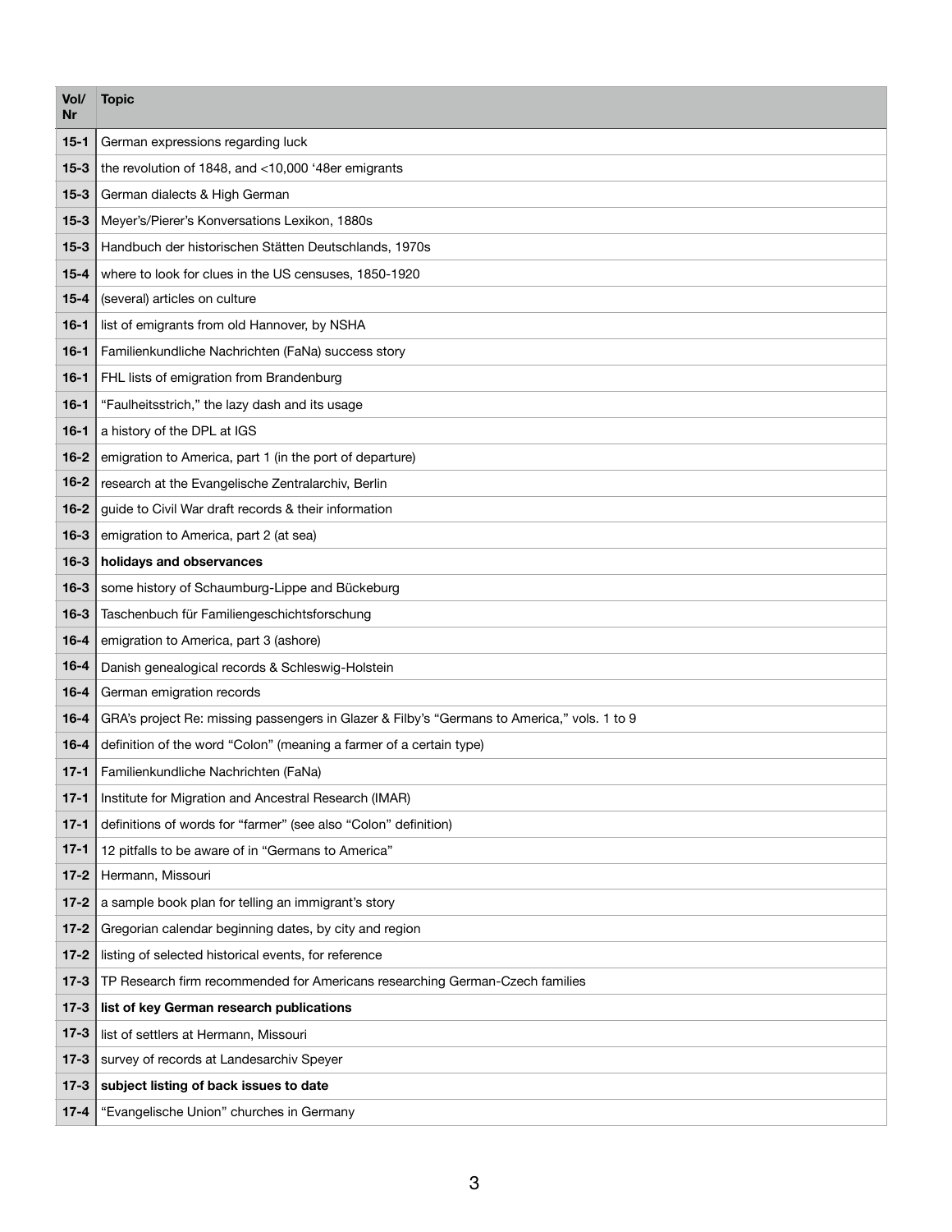| Vol/ Nr | Topic |
|---|---|
| **15-1** | German expressions regarding luck |
| **15-3** | the revolution of 1848, and <10,000 '48er emigrants |
| **15-3** | German dialects & High German |
| **15-3** | Meyer's/Pierer's Konversations Lexikon, 1880s |
| **15-3** | Handbuch der historischen Stätten Deutschlands, 1970s |
| **15-4** | where to look for clues in the US censuses, 1850-1920 |
| **15-4** | (several) articles on culture |
| **16-1** | list of emigrants from old Hannover, by NSHA |
| **16-1** | Familienkundliche Nachrichten (FaNa) success story |
| **16-1** | FHL lists of emigration from Brandenburg |
| **16-1** | "Faulheitsstrich," the lazy dash and its usage |
| **16-1** | a history of the DPL at IGS |
| **16-2** | emigration to America, part 1 (in the port of departure) |
| **16-2** | research at the Evangelische Zentralarchiv, Berlin |
| **16-2** | guide to Civil War draft records & their information |
| **16-3** | emigration to America, part 2 (at sea) |
| **16-3** | **holidays and observances** |
| **16-3** | some history of Schaumburg-Lippe and Bückeburg |
| **16-3** | Taschenbuch für Familiengeschichtsforschung |
| **16-4** | emigration to America, part 3 (ashore) |
| **16-4** | Danish genealogical records & Schleswig-Holstein |
| **16-4** | German emigration records |
| **16-4** | GRA's project Re: missing passengers in Glazer & Filby's "Germans to America," vols. 1 to 9 |
| **16-4** | definition of the word "Colon" (meaning a farmer of a certain type) |
| **17-1** | Familienkundliche Nachrichten (FaNa) |
| **17-1** | Institute for Migration and Ancestral Research (IMAR) |
| **17-1** | definitions of words for "farmer" (see also "Colon" definition) |
| **17-1** | 12 pitfalls to be aware of in "Germans to America" |
| **17-2** | Hermann, Missouri |
| **17-2** | a sample book plan for telling an immigrant's story |
| **17-2** | Gregorian calendar beginning dates, by city and region |
| **17-2** | listing of selected historical events, for reference |
| **17-3** | TP Research firm recommended for Americans researching German-Czech families |
| **17-3** | **list of key German research publications** |
| **17-3** | list of settlers at Hermann, Missouri |
| **17-3** | survey of records at Landesarchiv Speyer |
| **17-3** | **subject listing of back issues to date** |
| **17-4** | "Evangelische Union" churches in Germany |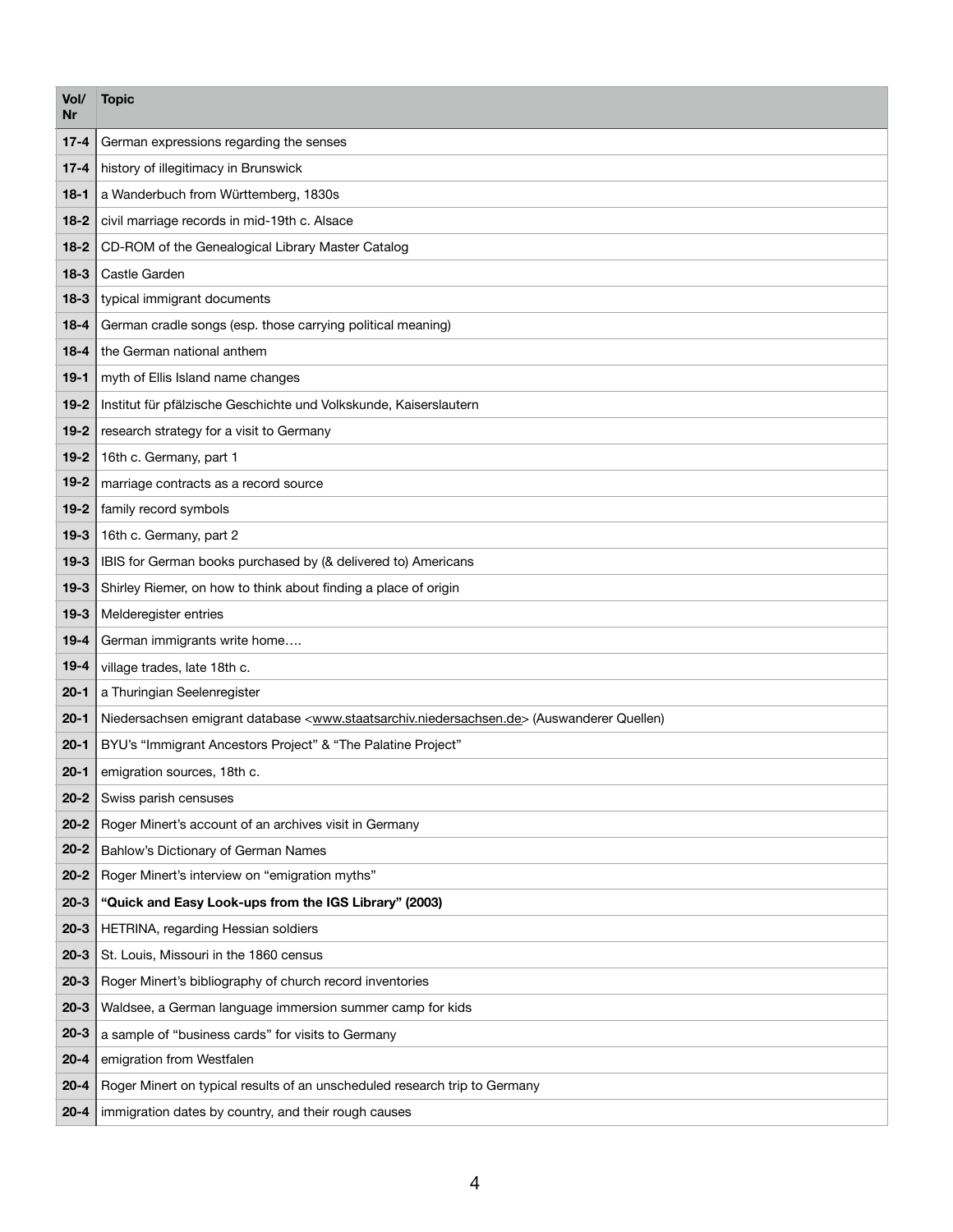| Vol/ Nr | Topic |
| --- | --- |
| **17-4** | German expressions regarding the senses |
| **17-4** | history of illegitimacy in Brunswick |
| **18-1** | a Wanderbuch from Württemberg, 1830s |
| **18-2** | civil marriage records in mid-19th c. Alsace |
| **18-2** | CD-ROM of the Genealogical Library Master Catalog |
| **18-3** | Castle Garden |
| **18-3** | typical immigrant documents |
| **18-4** | German cradle songs (esp. those carrying political meaning) |
| **18-4** | the German national anthem |
| **19-1** | myth of Ellis Island name changes |
| **19-2** | Institut für pfälzische Geschichte und Volkskunde, Kaiserslautern |
| **19-2** | research strategy for a visit to Germany |
| **19-2** | 16th c. Germany, part 1 |
| **19-2** | marriage contracts as a record source |
| **19-2** | family record symbols |
| **19-3** | 16th c. Germany, part 2 |
| **19-3** | IBIS for German books purchased by (& delivered to) Americans |
| **19-3** | Shirley Riemer, on how to think about finding a place of origin |
| **19-3** | Melderegister entries |
| **19-4** | German immigrants write home…. |
| **19-4** | village trades, late 18th c. |
| **20-1** | a Thuringian Seelenregister |
| **20-1** | Niedersachsen emigrant database <www.staatsarchiv.niedersachsen.de> (Auswanderer Quellen) |
| **20-1** | BYU's "Immigrant Ancestors Project" & "The Palatine Project" |
| **20-1** | emigration sources, 18th c. |
| **20-2** | Swiss parish censuses |
| **20-2** | Roger Minert's account of an archives visit in Germany |
| **20-2** | Bahlow's Dictionary of German Names |
| **20-2** | Roger Minert's interview on "emigration myths" |
| **20-3** | **"Quick and Easy Look-ups from the IGS Library" (2003)** |
| **20-3** | HETRINA, regarding Hessian soldiers |
| **20-3** | St. Louis, Missouri in the 1860 census |
| **20-3** | Roger Minert's bibliography of church record inventories |
| **20-3** | Waldsee, a German language immersion summer camp for kids |
| **20-3** | a sample of "business cards" for visits to Germany |
| **20-4** | emigration from Westfalen |
| **20-4** | Roger Minert on typical results of an unscheduled research trip to Germany |
| **20-4** | immigration dates by country, and their rough causes |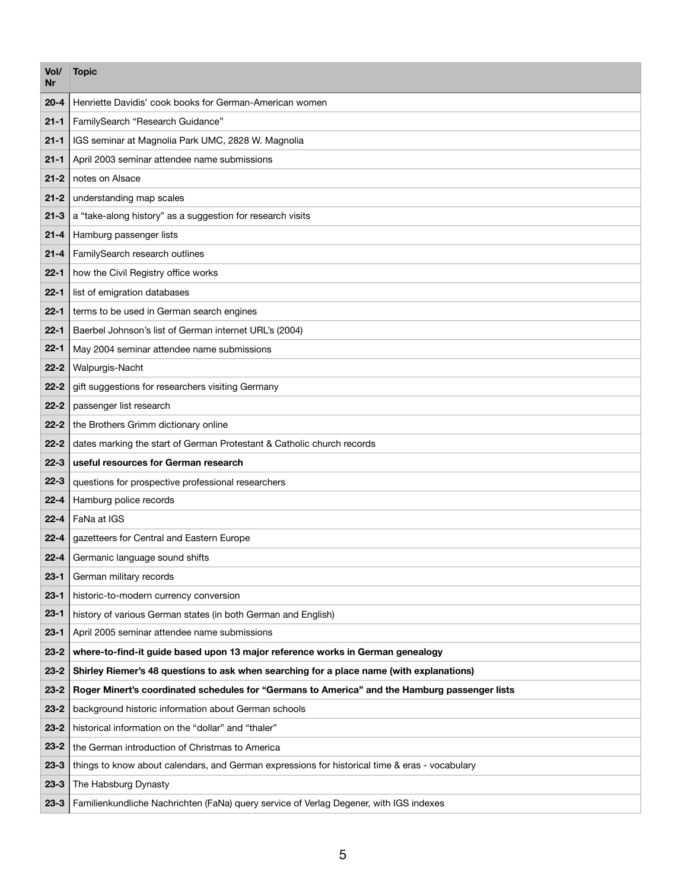| Vol/ Nr | Topic |
|---|---|
| **20-4** | Henriette Davidis' cook books for German-American women |
| **21-1** | FamilySearch "Research Guidance" |
| **21-1** | IGS seminar at Magnolia Park UMC, 2828 W. Magnolia |
| **21-1** | April 2003 seminar attendee name submissions |
| **21-2** | notes on Alsace |
| **21-2** | understanding map scales |
| **21-3** | a "take-along history" as a suggestion for research visits |
| **21-4** | Hamburg passenger lists |
| **21-4** | FamilySearch research outlines |
| **22-1** | how the Civil Registry office works |
| **22-1** | list of emigration databases |
| **22-1** | terms to be used in German search engines |
| **22-1** | Baerbel Johnson's list of German internet URL's (2004) |
| **22-1** | May 2004 seminar attendee name submissions |
| **22-2** | Walpurgis-Nacht |
| **22-2** | gift suggestions for researchers visiting Germany |
| **22-2** | passenger list research |
| **22-2** | the Brothers Grimm dictionary online |
| **22-2** | dates marking the start of German Protestant & Catholic church records |
| **22-3** | **useful resources for German research** |
| **22-3** | questions for prospective professional researchers |
| **22-4** | Hamburg police records |
| **22-4** | FaNa at IGS |
| **22-4** | gazetteers for Central and Eastern Europe |
| **22-4** | Germanic language sound shifts |
| **23-1** | German military records |
| **23-1** | historic-to-modern currency conversion |
| **23-1** | history of various German states (in both German and English) |
| **23-1** | April 2005 seminar attendee name submissions |
| **23-2** | **where-to-find-it guide based upon 13 major reference works in German genealogy** |
| **23-2** | **Shirley Riemer's 48 questions to ask when searching for a place name (with explanations)** |
| **23-2** | **Roger Minert's coordinated schedules for "Germans to America" and the Hamburg passenger lists** |
| **23-2** | background historic information about German schools |
| **23-2** | historical information on the "dollar" and "thaler" |
| **23-2** | the German introduction of Christmas to America |
| **23-3** | things to know about calendars, and German expressions for historical time & eras - vocabulary |
| **23-3** | The Habsburg Dynasty |
| **23-3** | Familienkundliche Nachrichten (FaNa) query service of Verlag Degener, with IGS indexes |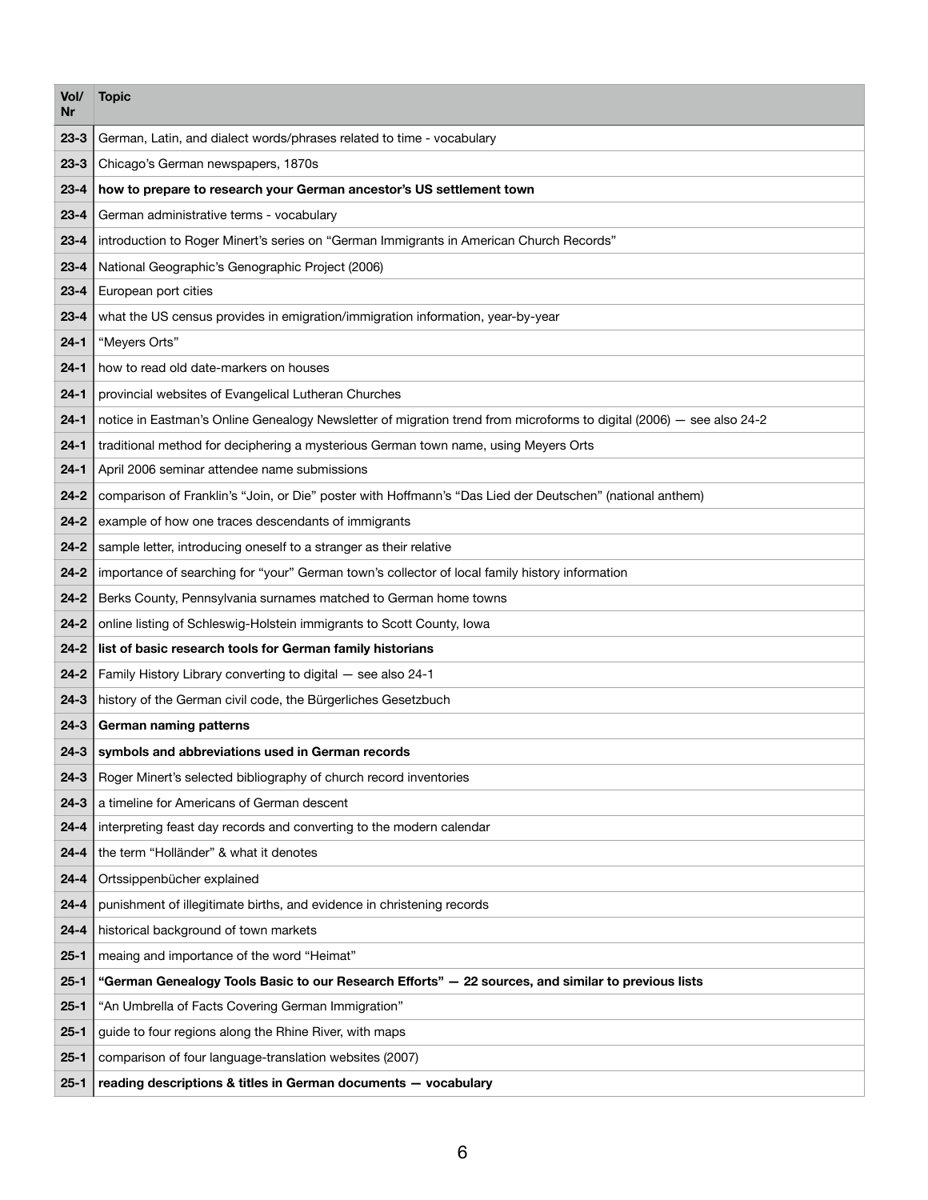| Vol/ Nr | Topic |
|---|---|
| **23-3** | German, Latin, and dialect words/phrases related to time - vocabulary |
| **23-3** | Chicago's German newspapers, 1870s |
| **23-4** | **how to prepare to research your German ancestor's US settlement town** |
| **23-4** | German administrative terms - vocabulary |
| **23-4** | introduction to Roger Minert's series on "German Immigrants in American Church Records" |
| **23-4** | National Geographic's Genographic Project (2006) |
| **23-4** | European port cities |
| **23-4** | what the US census provides in emigration/immigration information, year-by-year |
| **24-1** | "Meyers Orts" |
| **24-1** | how to read old date-markers on houses |
| **24-1** | provincial websites of Evangelical Lutheran Churches |
| **24-1** | notice in Eastman's Online Genealogy Newsletter of migration trend from microforms to digital (2006) — see also 24-2 |
| **24-1** | traditional method for deciphering a mysterious German town name, using Meyers Orts |
| **24-1** | April 2006 seminar attendee name submissions |
| **24-2** | comparison of Franklin's "Join, or Die" poster with Hoffmann's "Das Lied der Deutschen" (national anthem) |
| **24-2** | example of how one traces descendants of immigrants |
| **24-2** | sample letter, introducing oneself to a stranger as their relative |
| **24-2** | importance of searching for "your" German town's collector of local family history information |
| **24-2** | Berks County, Pennsylvania surnames matched to German home towns |
| **24-2** | online listing of Schleswig-Holstein immigrants to Scott County, Iowa |
| **24-2** | **list of basic research tools for German family historians** |
| **24-2** | Family History Library converting to digital — see also 24-1 |
| **24-3** | history of the German civil code, the Bürgerliches Gesetzbuch |
| **24-3** | **German naming patterns** |
| **24-3** | **symbols and abbreviations used in German records** |
| **24-3** | Roger Minert's selected bibliography of church record inventories |
| **24-3** | a timeline for Americans of German descent |
| **24-4** | interpreting feast day records and converting to the modern calendar |
| **24-4** | the term "Holländer" & what it denotes |
| **24-4** | Ortssippenbücher explained |
| **24-4** | punishment of illegitimate births, and evidence in christening records |
| **24-4** | historical background of town markets |
| **25-1** | meaing and importance of the word "Heimat" |
| **25-1** | **"German Genealogy Tools Basic to our Research Efforts" — 22 sources, and similar to previous lists** |
| **25-1** | "An Umbrella of Facts Covering German Immigration" |
| **25-1** | guide to four regions along the Rhine River, with maps |
| **25-1** | comparison of four language-translation websites (2007) |
| **25-1** | **reading descriptions & titles in German documents — vocabulary** |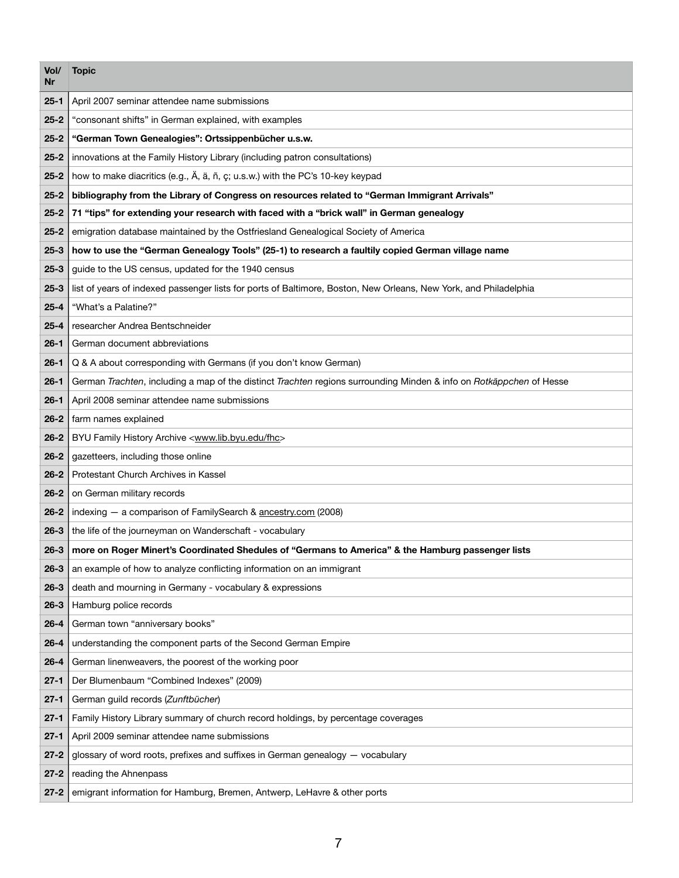| Vol/ Nr | Topic |
|---|---|
| **25-1** | April 2007 seminar attendee name submissions |
| **25-2** | "consonant shifts" in German explained, with examples |
| **25-2** | **"German Town Genealogies": Ortssippenbücher u.s.w.** |
| **25-2** | innovations at the Family History Library (including patron consultations) |
| **25-2** | how to make diacritics (e.g., Ä, ä, ñ, ç; u.s.w.) with the PC's 10-key keypad |
| **25-2** | **bibliography from the Library of Congress on resources related to "German Immigrant Arrivals"** |
| **25-2** | **71 "tips" for extending your research with faced with a "brick wall" in German genealogy** |
| **25-2** | emigration database maintained by the Ostfriesland Genealogical Society of America |
| **25-3** | **how to use the "German Genealogy Tools" (25-1) to research a faultily copied German village name** |
| **25-3** | guide to the US census, updated for the 1940 census |
| **25-3** | list of years of indexed passenger lists for ports of Baltimore, Boston, New Orleans, New York, and Philadelphia |
| **25-4** | "What's a Palatine?" |
| **25-4** | researcher Andrea Bentschneider |
| **26-1** | German document abbreviations |
| **26-1** | Q & A about corresponding with Germans (if you don't know German) |
| **26-1** | German *Trachten*, including a map of the distinct *Trachten* regions surrounding Minden & info on *Rotkäppchen* of Hesse |
| **26-1** | April 2008 seminar attendee name submissions |
| **26-2** | farm names explained |
| **26-2** | BYU Family History Archive <www.lib.byu.edu/fhc> |
| **26-2** | gazetteers, including those online |
| **26-2** | Protestant Church Archives in Kassel |
| **26-2** | on German military records |
| **26-2** | indexing — a comparison of FamilySearch & ancestry.com (2008) |
| **26-3** | the life of the journeyman on Wanderschaft - vocabulary |
| **26-3** | **more on Roger Minert's Coordinated Shedules of "Germans to America" & the Hamburg passenger lists** |
| **26-3** | an example of how to analyze conflicting information on an immigrant |
| **26-3** | death and mourning in Germany - vocabulary & expressions |
| **26-3** | Hamburg police records |
| **26-4** | German town "anniversary books" |
| **26-4** | understanding the component parts of the Second German Empire |
| **26-4** | German linenweavers, the poorest of the working poor |
| **27-1** | Der Blumenbaum "Combined Indexes" (2009) |
| **27-1** | German guild records (*Zunftbücher*) |
| **27-1** | Family History Library summary of church record holdings, by percentage coverages |
| **27-1** | April 2009 seminar attendee name submissions |
| **27-2** | glossary of word roots, prefixes and suffixes in German genealogy — vocabulary |
| **27-2** | reading the Ahnenpass |
| **27-2** | emigrant information for Hamburg, Bremen, Antwerp, LeHavre & other ports |